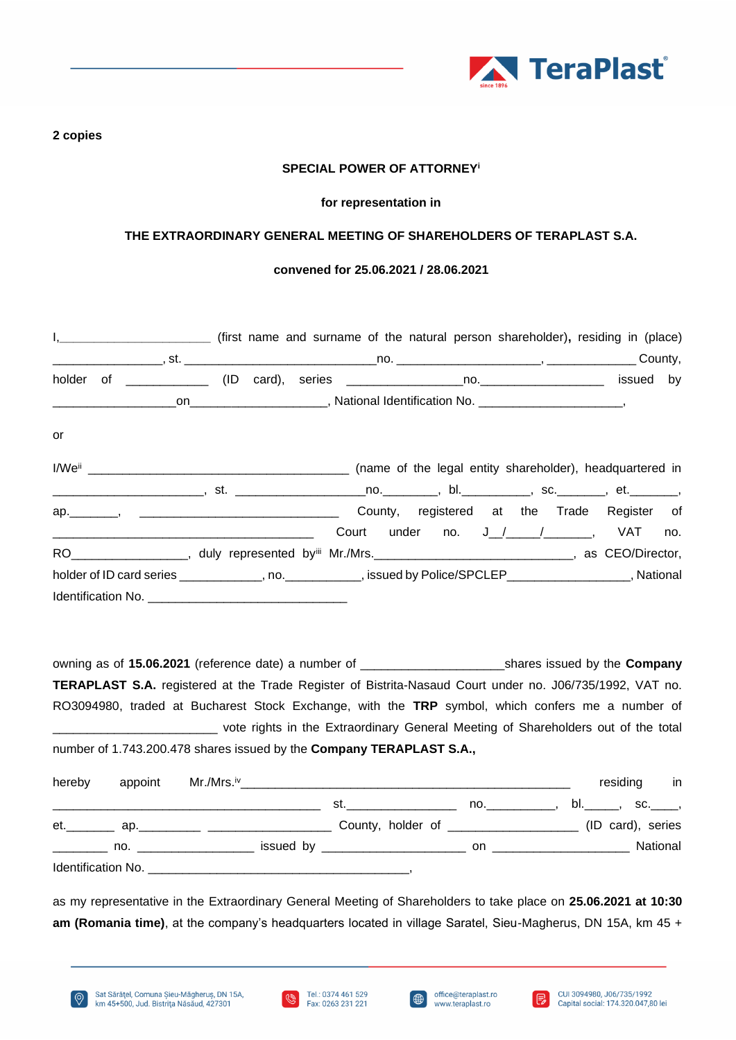2 copies

**SPECIAL POWER OF ATTORNEY**[i]

**for representation in**

**THE EXTRAORDINARY GENERAL MEETING OF SHAREHOLDERS OF TERAPLAST S.A.**

**convened for 25.06.2021 / 28.06.2021**

I,_____________________ (first name and surname of the natural person shareholder), residing in (place) _______________, st. ___________________________no. ____________________, ____________ County, holder of ___________ (ID card), series _______________no._________________ issued by _________________on___________________, National Identification No. ____________________,

or

I/We[ii] ___________________________________ (name of the legal entity shareholder), headquartered in _____________________, st. __________________no.________, bl._________, sc._______, et._______, ap._______, ____________________________ County, registered at the Trade Register of ____________________________________ Court under no. J__/_____/_______, VAT no. RO________________, duly represented by[iii] Mr./Mrs.____________________________, as CEO/Director, holder of ID card series ____________, no.___________, issued by Police/SPCLEP_________________, National Identification No. ___________________________

owning as of **15.06.2021** (reference date) a number of ____________________shares issued by the **Company TERAPLAST S.A.** registered at the Trade Register of Bistrita-Nasaud Court under no. J06/735/1992, VAT no. RO3094980, traded at Bucharest Stock Exchange, with the **TRP** symbol, which confers me a number of ______________________ vote rights in the Extraordinary General Meeting of Shareholders out of the total number of 1.743.200.478 shares issued by the **Company TERAPLAST S.A.,**

hereby appoint Mr./Mrs.[iv]_____________________________________________ residing in _____________________________________ st.________________ no.__________, bl._____, sc.____, et._______ ap._________ __________________ County, holder of __________________ (ID card), series ________ no. ________________ issued by ___________________ on ___________________ National Identification No. ___________________________________,

as my representative in the Extraordinary General Meeting of Shareholders to take place on **25.06.2021 at 10:30 am (Romania time)**, at the company's headquarters located in village Saratel, Sieu-Magherus, DN 15A, km 45 +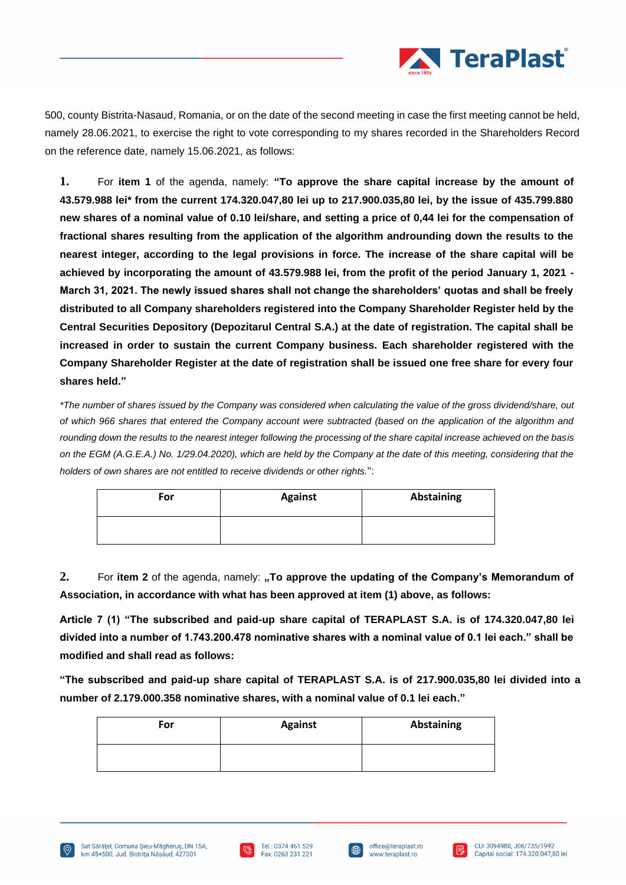500, county Bistrita-Nasaud, Romania, or on the date of the second meeting in case the first meeting cannot be held, namely 28.06.2021, to exercise the right to vote corresponding to my shares recorded in the Shareholders Record on the reference date, namely 15.06.2021, as follows:

**1.** For **item 1** of the agenda, namely: **"To approve the share capital increase by the amount of 43.579.988 lei* from the current 174.320.047,80 lei up to 217.900.035,80 lei, by the issue of 435.799.880 new shares of a nominal value of 0.10 lei/share, and setting a price of 0,44 lei for the compensation of fractional shares resulting from the application of the algorithm androunding down the results to the nearest integer, according to the legal provisions in force. The increase of the share capital will be achieved by incorporating the amount of 43.579.988 lei, from the profit of the period January 1, 2021 - March 31, 2021. The newly issued shares shall not change the shareholders' quotas and shall be freely distributed to all Company shareholders registered into the Company Shareholder Register held by the Central Securities Depository (Depozitarul Central S.A.) at the date of registration. The capital shall be increased in order to sustain the current Company business. Each shareholder registered with the Company Shareholder Register at the date of registration shall be issued one free share for every four shares held."**

*\*The number of shares issued by the Company was considered when calculating the value of the gross dividend/share, out of which 966 shares that entered the Company account were subtracted (based on the application of the algorithm and rounding down the results to the nearest integer following the processing of the share capital increase achieved on the basis on the EGM (A.G.E.A.) No. 1/29.04.2020), which are held by the Company at the date of this meeting, considering that the holders of own shares are not entitled to receive dividends or other rights.*":

| For | Against | Abstaining |
|---|---|---|
| | | |

**2.** For **item 2** of the agenda, namely: **„To approve the updating of the Company's Memorandum of Association, in accordance with what has been approved at item (1) above, as follows:**

**Article 7 (1) "The subscribed and paid-up share capital of TERAPLAST S.A. is of 174.320.047,80 lei divided into a number of 1.743.200.478 nominative shares with a nominal value of 0.1 lei each." shall be modified and shall read as follows:**

**"The subscribed and paid-up share capital of TERAPLAST S.A. is of 217.900.035,80 lei divided into a number of 2.179.000.358 nominative shares, with a nominal value of 0.1 lei each."**

| For | Against | Abstaining |
|---|---|---|
| | | |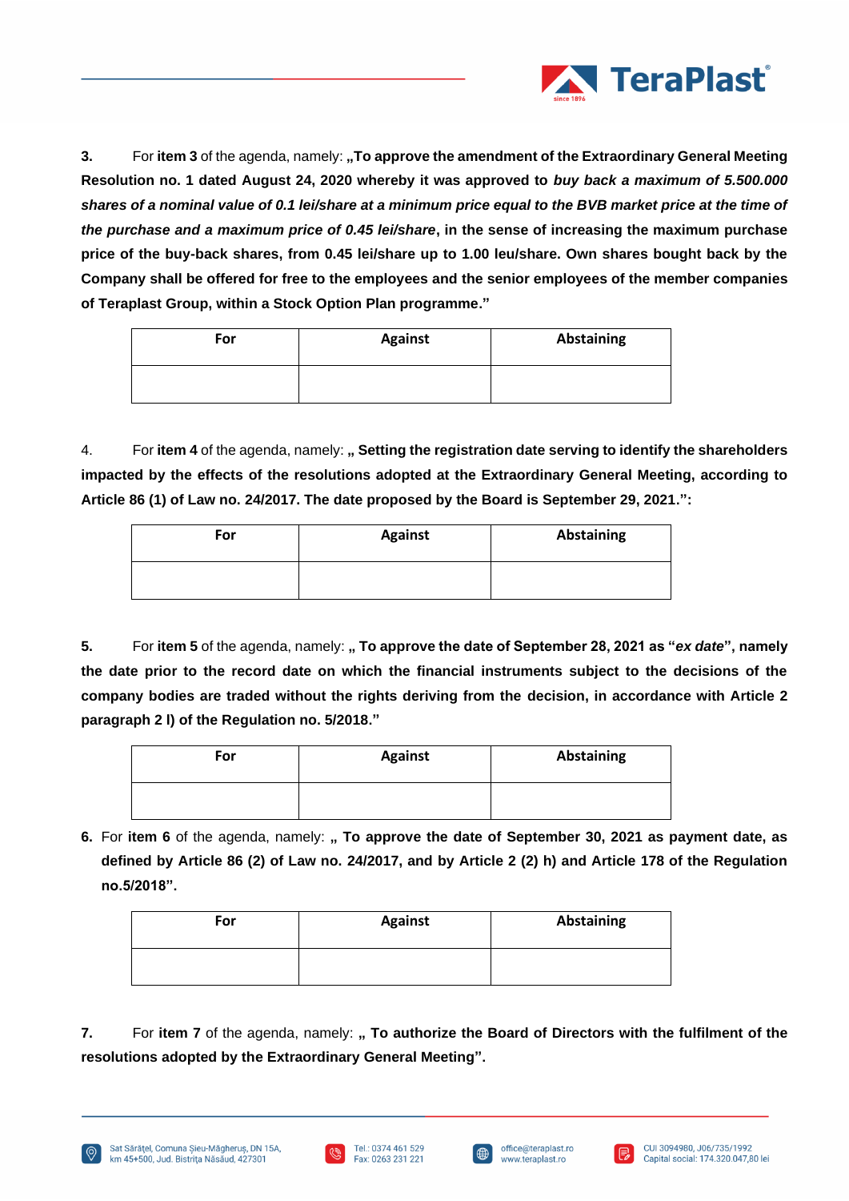**3.** For **item 3** of the agenda, namely: **„To approve the amendment of the Extraordinary General Meeting Resolution no. 1 dated August 24, 2020 whereby it was approved to *buy back a maximum of 5.500.000 shares of a nominal value of 0.1 lei/share at a minimum price equal to the BVB market price at the time of the purchase and a maximum price of 0.45 lei/share*, in the sense of increasing the maximum purchase price of the buy-back shares, from 0.45 lei/share up to 1.00 leu/share. Own shares bought back by the Company shall be offered for free to the employees and the senior employees of the member companies of Teraplast Group, within a Stock Option Plan programme."**

| For | Against | Abstaining |
|---|---|---|
| | | |

4. For **item 4** of the agenda, namely: **„ Setting the registration date serving to identify the shareholders impacted by the effects of the resolutions adopted at the Extraordinary General Meeting, according to Article 86 (1) of Law no. 24/2017. The date proposed by the Board is September 29, 2021.":**

| For | Against | Abstaining |
|---|---|---|
| | | |

**5.** For **item 5** of the agenda, namely: **„ To approve the date of September 28, 2021 as "*ex date*", namely the date prior to the record date on which the financial instruments subject to the decisions of the company bodies are traded without the rights deriving from the decision, in accordance with Article 2 paragraph 2 l) of the Regulation no. 5/2018."**

| For | Against | Abstaining |
|---|---|---|
| | | |

**6.** For **item 6** of the agenda, namely: **„ To approve the date of September 30, 2021 as payment date, as defined by Article 86 (2) of Law no. 24/2017, and by Article 2 (2) h) and Article 178 of the Regulation no.5/2018".**

| For | Against | Abstaining |
|---|---|---|
| | | |

**7.** For **item 7** of the agenda, namely: **„ To authorize the Board of Directors with the fulfilment of the resolutions adopted by the Extraordinary General Meeting".**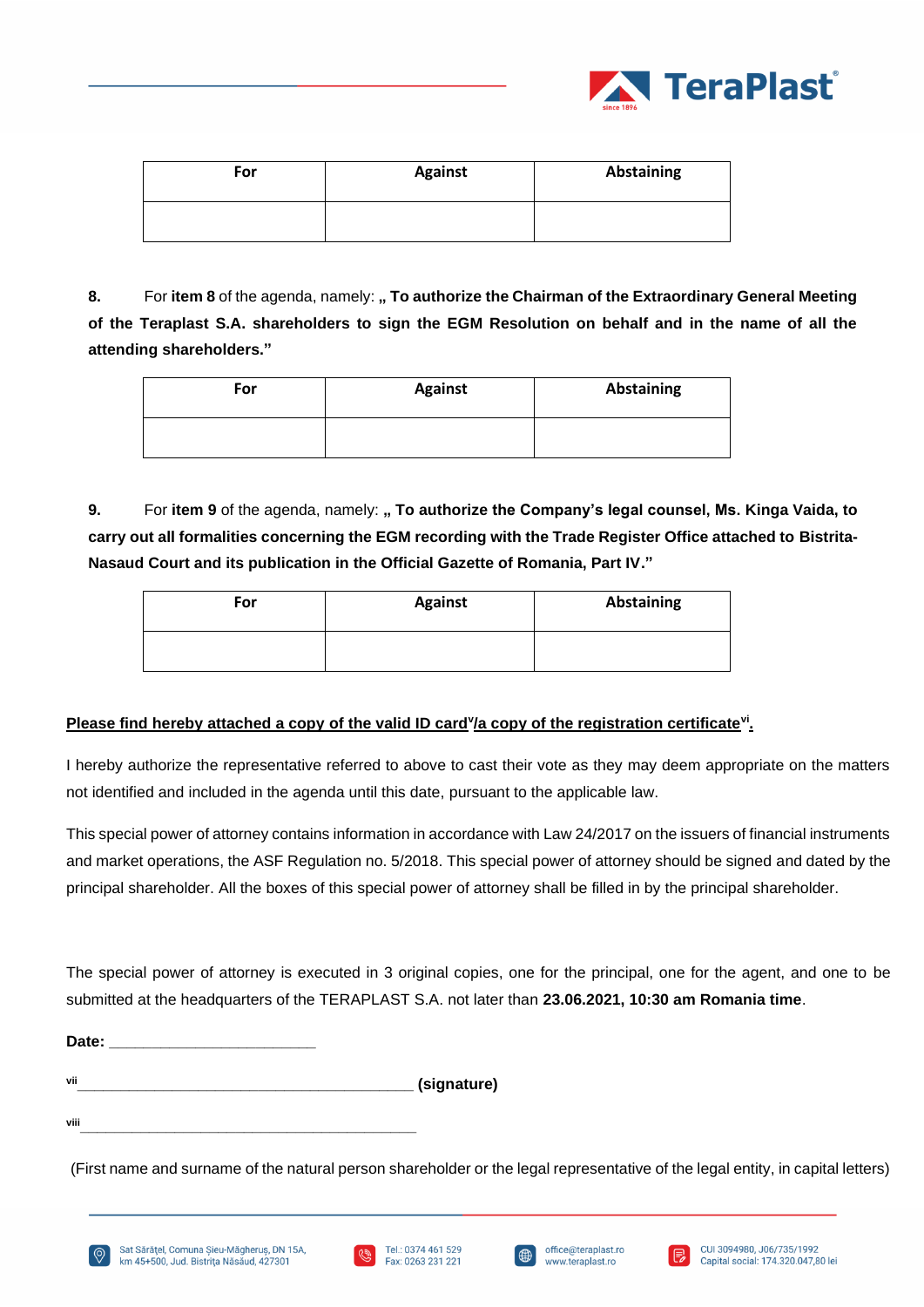| For | Against | Abstaining |
|---|---|---|
| | | |

**8.** For **item 8** of the agenda, namely: **„ To authorize the Chairman of the Extraordinary General Meeting of the Teraplast S.A. shareholders to sign the EGM Resolution on behalf and in the name of all the attending shareholders."**

| For | Against | Abstaining |
|---|---|---|
| | | |

**9.** For **item 9** of the agenda, namely: **„ To authorize the Company's legal counsel, Ms. Kinga Vaida, to carry out all formalities concerning the EGM recording with the Trade Register Office attached to Bistrita-Nasaud Court and its publication in the Official Gazette of Romania, Part IV."**

| For | Against | Abstaining |
|---|---|---|
| | | |

**Please find hereby attached a copy of the valid ID card[v]/a copy of the registration certificate[vi].**

I hereby authorize the representative referred to above to cast their vote as they may deem appropriate on the matters not identified and included in the agenda until this date, pursuant to the applicable law.

This special power of attorney contains information in accordance with Law 24/2017 on the issuers of financial instruments and market operations, the ASF Regulation no. 5/2018. This special power of attorney should be signed and dated by the principal shareholder. All the boxes of this special power of attorney shall be filled in by the principal shareholder.

The special power of attorney is executed in 3 original copies, one for the principal, one for the agent, and one to be submitted at the headquarters of the TERAPLAST S.A. not later than **23.06.2021, 10:30 am Romania time**.

**Date:** ________________________

[vii]________________________________________ **(signature)**

[viii]________________________________________

(First name and surname of the natural person shareholder or the legal representative of the legal entity, in capital letters)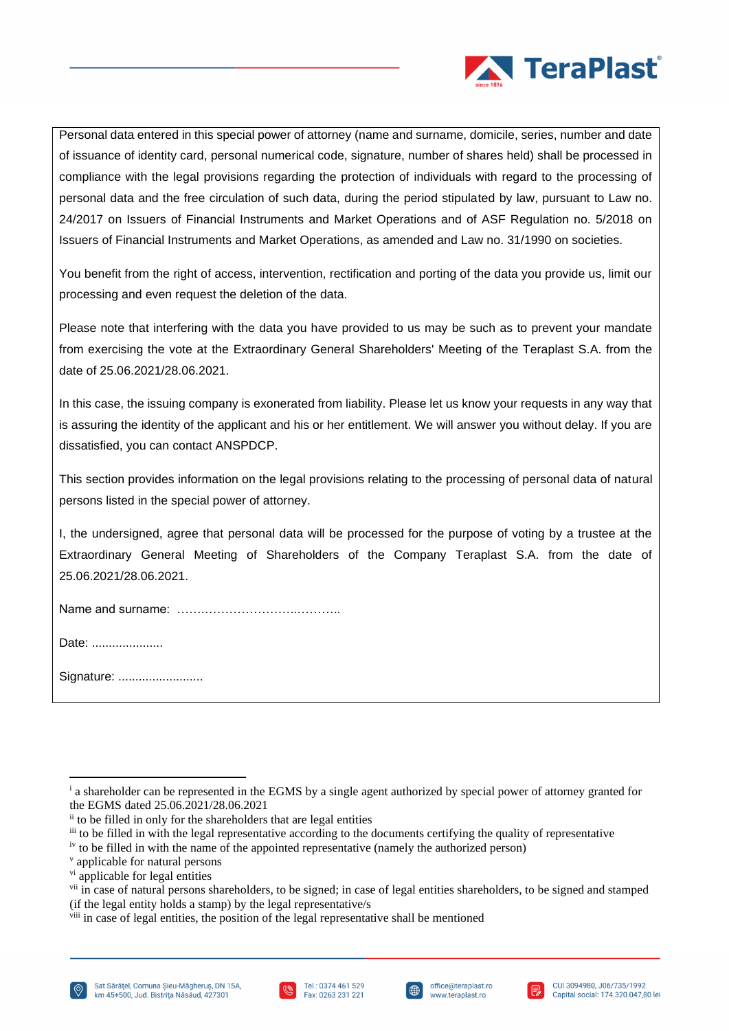Personal data entered in this special power of attorney (name and surname, domicile, series, number and date of issuance of identity card, personal numerical code, signature, number of shares held) shall be processed in compliance with the legal provisions regarding the protection of individuals with regard to the processing of personal data and the free circulation of such data, during the period stipulated by law, pursuant to Law no. 24/2017 on Issuers of Financial Instruments and Market Operations and of ASF Regulation no. 5/2018 on Issuers of Financial Instruments and Market Operations, as amended and Law no. 31/1990 on societies.

You benefit from the right of access, intervention, rectification and porting of the data you provide us, limit our processing and even request the deletion of the data.

Please note that interfering with the data you have provided to us may be such as to prevent your mandate from exercising the vote at the Extraordinary General Shareholders' Meeting of the Teraplast S.A. from the date of 25.06.2021/28.06.2021.

In this case, the issuing company is exonerated from liability. Please let us know your requests in any way that is assuring the identity of the applicant and his or her entitlement. We will answer you without delay. If you are dissatisfied, you can contact ANSPDCP.

This section provides information on the legal provisions relating to the processing of personal data of natural persons listed in the special power of attorney.

I, the undersigned, agree that personal data will be processed for the purpose of voting by a trustee at the Extraordinary General Meeting of Shareholders of the Company Teraplast S.A. from the date of 25.06.2021/28.06.2021.

Name and surname: ……….…………………..………..

Date: .....................

Signature: .........................

---

[i] a shareholder can be represented in the EGMS by a single agent authorized by special power of attorney granted for the EGMS dated 25.06.2021/28.06.2021

[ii] to be filled in only for the shareholders that are legal entities

[iii] to be filled in with the legal representative according to the documents certifying the quality of representative

[iv] to be filled in with the name of the appointed representative (namely the authorized person)

[v] applicable for natural persons

[vi] applicable for legal entities

[vii] in case of natural persons shareholders, to be signed; in case of legal entities shareholders, to be signed and stamped (if the legal entity holds a stamp) by the legal representative/s

[viii] in case of legal entities, the position of the legal representative shall be mentioned